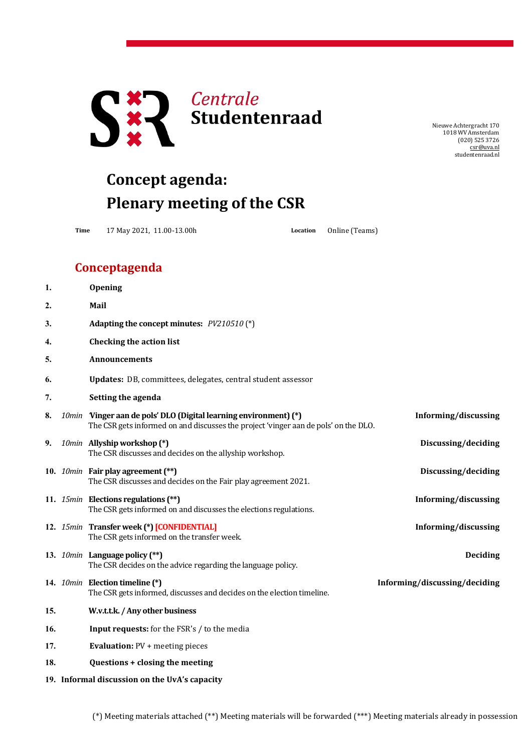**Centrale Studentenraad**

Nieuwe Achtergracht 170
1018 WV Amsterdam
(020) 525 3726
csr@uva.nl
studentenraad.nl

# Concept agenda: Plenary meeting of the CSR

**Time** 17 May 2021, 11.00-13.00h **Location** Online (Teams)

## Conceptagenda

1. **Opening**
2. **Mail**
3. **Adapting the concept minutes:** *PV210510* (*)
4. **Checking the action list**
5. **Announcements**
6. **Updates:** DB, committees, delegates, central student assessor
7. **Setting the agenda**
8. *10min* **'Vinger aan de pols' DLO (Digital learning environment) (*)** — **Informing/discussing**
   The CSR gets informed on and discusses the project 'vinger aan de pols' on the DLO.
9. *10min* **Allyship workshop (*)** — **Discussing/deciding**
   The CSR discusses and decides on the allyship workshop.
10. *10min* **Fair play agreement (**)** — **Discussing/deciding**
    The CSR discusses and decides on the Fair play agreement 2021.
11. *15min* **Elections regulations (**)** — **Informing/discussing**
    The CSR gets informed on and discusses the elections regulations.
12. *15min* **Transfer week (*) [CONFIDENTIAL]** — **Informing/discussing**
    The CSR gets informed on the transfer week.
13. *10min* **Language policy (**)** — **Deciding**
    The CSR decides on the advice regarding the language policy.
14. *10min* **Election timeline (*)** — **Informing/discussing/deciding**
    The CSR gets informed, discusses and decides on the election timeline.
15. **W.v.t.t.k. / Any other business**
16. **Input requests:** for the FSR's / to the media
17. **Evaluation:** PV + meeting pieces
18. **Questions + closing the meeting**
19. **Informal discussion on the UvA's capacity**

(*) Meeting materials attached (**) Meeting materials will be forwarded (***) Meeting materials already in possession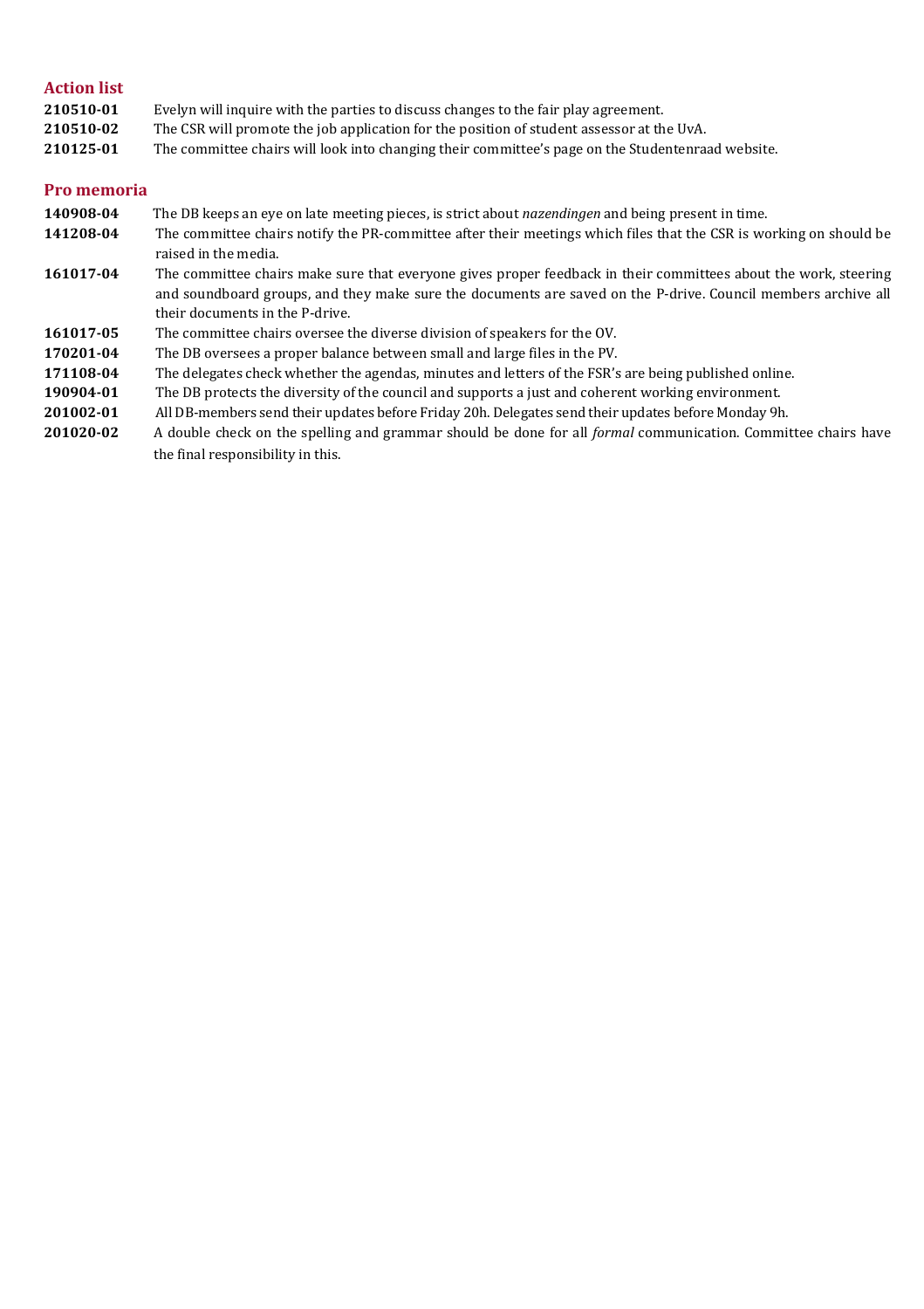## Action list

| | |
|---|---|
| **210510-01** | Evelyn will inquire with the parties to discuss changes to the fair play agreement. |
| **210510-02** | The CSR will promote the job application for the position of student assessor at the UvA. |
| **210125-01** | The committee chairs will look into changing their committee's page on the Studentenraad website. |

## Pro memoria

| | |
|---|---|
| **140908-04** | The DB keeps an eye on late meeting pieces, is strict about *nazendingen* and being present in time. |
| **141208-04** | The committee chairs notify the PR-committee after their meetings which files that the CSR is working on should be raised in the media. |
| **161017-04** | The committee chairs make sure that everyone gives proper feedback in their committees about the work, steering and soundboard groups, and they make sure the documents are saved on the P-drive. Council members archive all their documents in the P-drive. |
| **161017-05** | The committee chairs oversee the diverse division of speakers for the OV. |
| **170201-04** | The DB oversees a proper balance between small and large files in the PV. |
| **171108-04** | The delegates check whether the agendas, minutes and letters of the FSR's are being published online. |
| **190904-01** | The DB protects the diversity of the council and supports a just and coherent working environment. |
| **201002-01** | All DB-members send their updates before Friday 20h. Delegates send their updates before Monday 9h. |
| **201020-02** | A double check on the spelling and grammar should be done for all *formal* communication. Committee chairs have the final responsibility in this. |